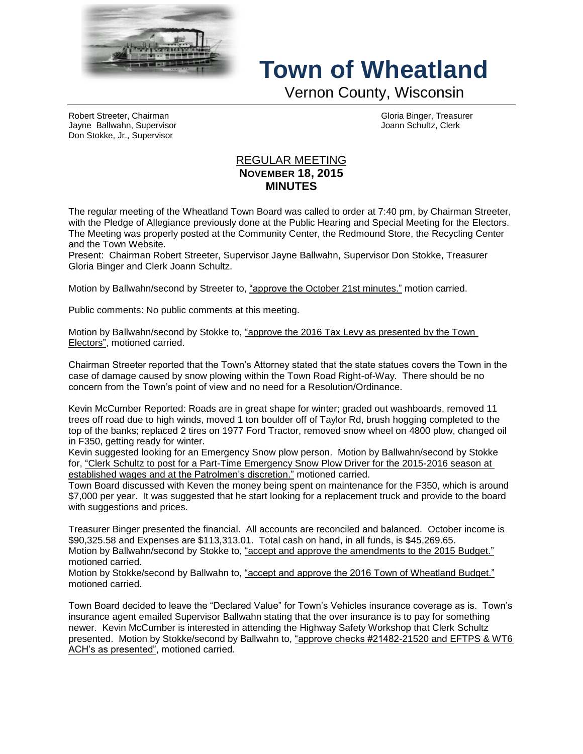# Town of Wheatland

Vernon County, Wisconsin

Robert Streeter, Chairman
Jayne Ballwahn, Supervisor
Don Stokke, Jr., Supervisor

Gloria Binger, Treasurer
Joann Schultz, Clerk

## REGULAR MEETING
## NOVEMBER 18, 2015
## MINUTES

The regular meeting of the Wheatland Town Board was called to order at 7:40 pm, by Chairman Streeter, with the Pledge of Allegiance previously done at the Public Hearing and Special Meeting for the Electors. The Meeting was properly posted at the Community Center, the Redmound Store, the Recycling Center and the Town Website.
Present: Chairman Robert Streeter, Supervisor Jayne Ballwahn, Supervisor Don Stokke, Treasurer Gloria Binger and Clerk Joann Schultz.

Motion by Ballwahn/second by Streeter to, "approve the October 21st minutes." motion carried.

Public comments: No public comments at this meeting.

Motion by Ballwahn/second by Stokke to, "approve the 2016 Tax Levy as presented by the Town Electors", motioned carried.

Chairman Streeter reported that the Town's Attorney stated that the state statues covers the Town in the case of damage caused by snow plowing within the Town Road Right-of-Way. There should be no concern from the Town's point of view and no need for a Resolution/Ordinance.

Kevin McCumber Reported: Roads are in great shape for winter; graded out washboards, removed 11 trees off road due to high winds, moved 1 ton boulder off of Taylor Rd, brush hogging completed to the top of the banks; replaced 2 tires on 1977 Ford Tractor, removed snow wheel on 4800 plow, changed oil in F350, getting ready for winter.
Kevin suggested looking for an Emergency Snow plow person. Motion by Ballwahn/second by Stokke for, "Clerk Schultz to post for a Part-Time Emergency Snow Plow Driver for the 2015-2016 season at established wages and at the Patrolmen's discretion." motioned carried.
Town Board discussed with Keven the money being spent on maintenance for the F350, which is around $7,000 per year. It was suggested that he start looking for a replacement truck and provide to the board with suggestions and prices.

Treasurer Binger presented the financial. All accounts are reconciled and balanced. October income is $90,325.58 and Expenses are $113,313.01. Total cash on hand, in all funds, is $45,269.65.
Motion by Ballwahn/second by Stokke to, "accept and approve the amendments to the 2015 Budget." motioned carried.
Motion by Stokke/second by Ballwahn to, "accept and approve the 2016 Town of Wheatland Budget." motioned carried.

Town Board decided to leave the "Declared Value" for Town's Vehicles insurance coverage as is. Town's insurance agent emailed Supervisor Ballwahn stating that the over insurance is to pay for something newer. Kevin McCumber is interested in attending the Highway Safety Workshop that Clerk Schultz presented. Motion by Stokke/second by Ballwahn to, "approve checks #21482-21520 and EFTPS & WT6 ACH's as presented", motioned carried.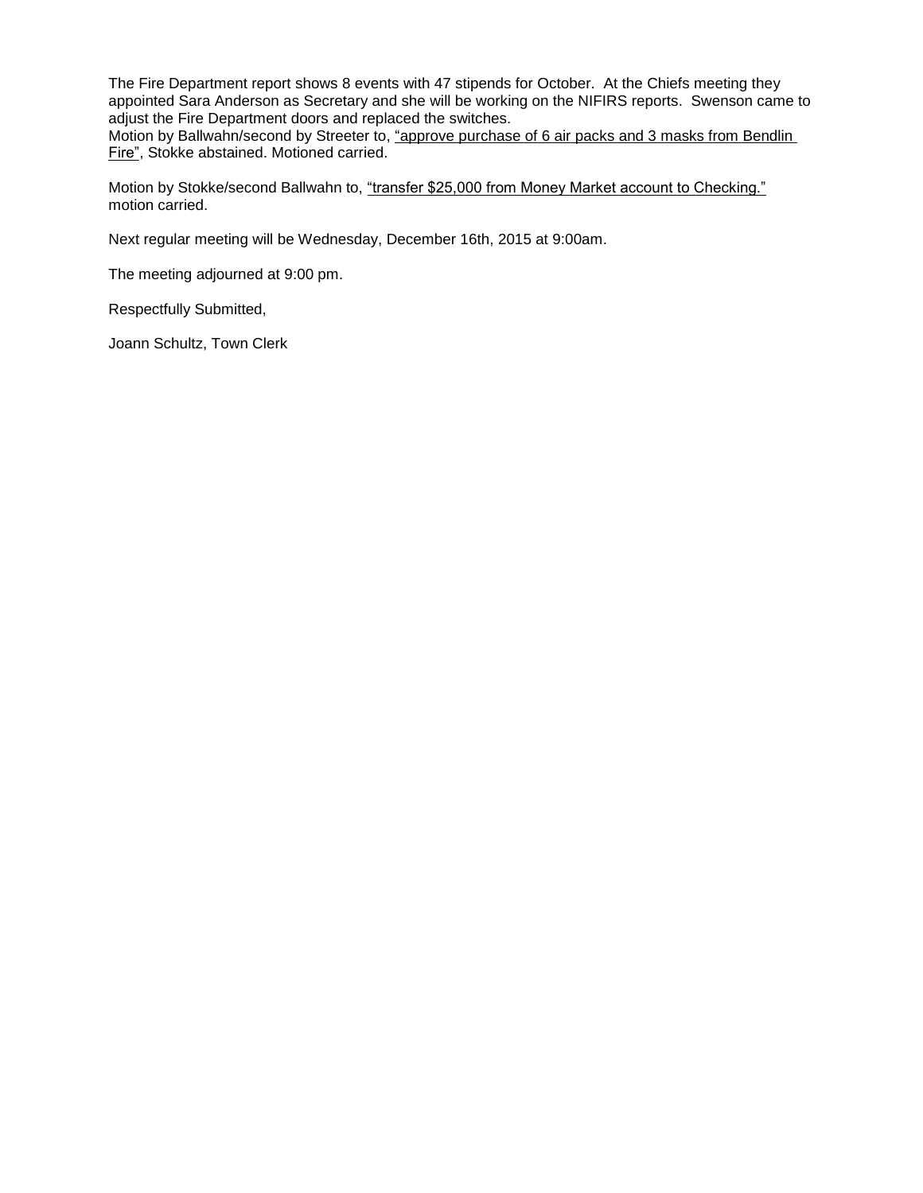The Fire Department report shows 8 events with 47 stipends for October. At the Chiefs meeting they appointed Sara Anderson as Secretary and she will be working on the NIFIRS reports. Swenson came to adjust the Fire Department doors and replaced the switches.
Motion by Ballwahn/second by Streeter to, "approve purchase of 6 air packs and 3 masks from Bendlin Fire", Stokke abstained. Motioned carried.

Motion by Stokke/second Ballwahn to, "transfer $25,000 from Money Market account to Checking." motion carried.

Next regular meeting will be Wednesday, December 16th, 2015 at 9:00am.

The meeting adjourned at 9:00 pm.

Respectfully Submitted,

Joann Schultz, Town Clerk